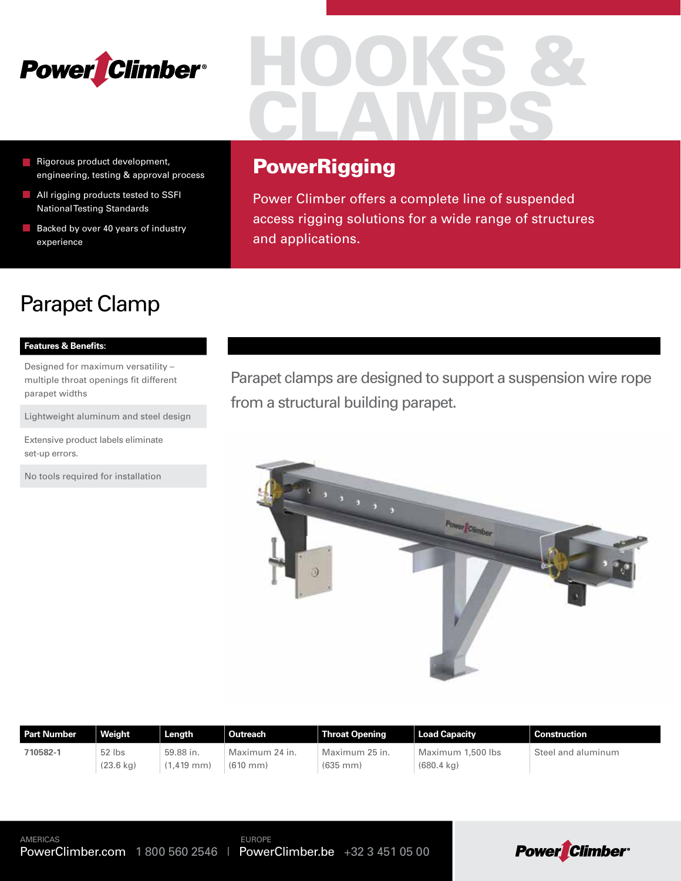# HOOKS & CLAMPS

- Rigorous product development, engineering, testing & approval process
- All rigging products tested to SSFI National Testing Standards
- Backed by over 40 years of industry experience

## PowerRigging

Power Climber offers a complete line of suspended access rigging solutions for a wide range of structures and applications.

## Parapet Clamp

**Features & Benefits:**

- Designed for maximum versatility – multiple throat openings fit different parapet widths
- Lightweight aluminum and steel design
- Extensive product labels eliminate set-up errors.
- No tools required for installation

Parapet clamps are designed to support a suspension wire rope from a structural building parapet.

| Part Number | Weight | Length | Outreach | Throat Opening | Load Capacity | Construction |
|---|---|---|---|---|---|---|
| 710582-1 | 52 lbs (23.6 kg) | 59.88 in. (1,419 mm) | Maximum 24 in. (610 mm) | Maximum 25 in. (635 mm) | Maximum 1,500 lbs (680.4 kg) | Steel and aluminum |

AMERICAS
PowerClimber.com 1 800 560 2546 | EUROPE PowerClimber.be +32 3 451 05 00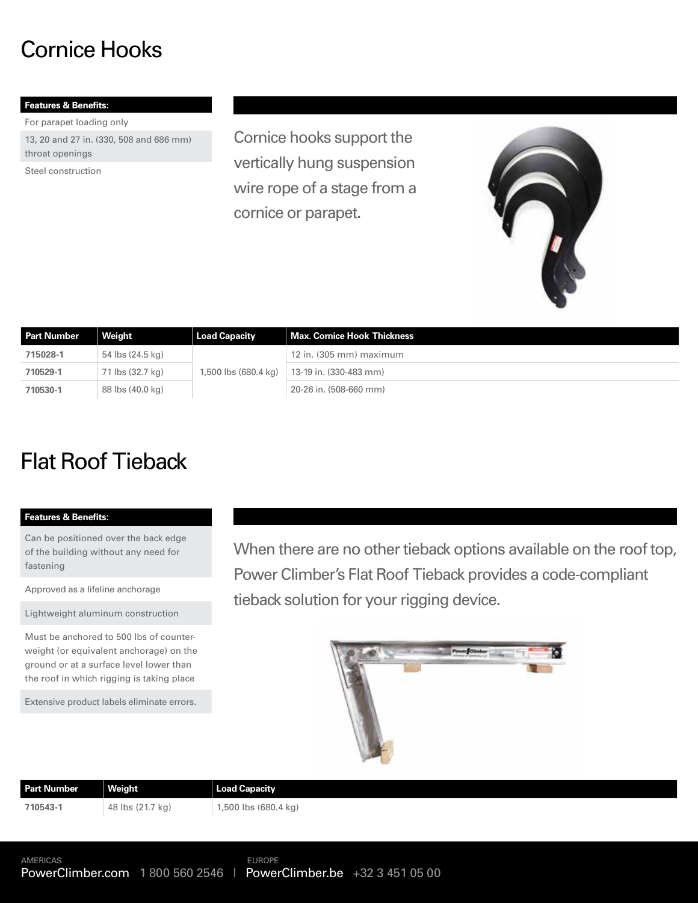# Cornice Hooks

| Features & Benefits: |
| --- |
| For parapet loading only |
| 13, 20 and 27 in. (330, 508 and 686 mm) throat openings |
| Steel construction |

Cornice hooks support the vertically hung suspension wire rope of a stage from a cornice or parapet.

| Part Number | Weight | Load Capacity | Max. Cornice Hook Thickness |
| --- | --- | --- | --- |
| 715028-1 | 54 lbs (24.5 kg) | 1,500 lbs (680.4 kg) | 12 in. (305 mm) maximum |
| 710529-1 | 71 lbs (32.7 kg) | | 13-19 in. (330-483 mm) |
| 710530-1 | 88 lbs (40.0 kg) | | 20-26 in. (508-660 mm) |

# Flat Roof Tieback

| Features & Benefits: |
| --- |
| Can be positioned over the back edge of the building without any need for fastening |
| Approved as a lifeline anchorage |
| Lightweight aluminum construction |
| Must be anchored to 500 lbs of counter-weight (or equivalent anchorage) on the ground or at a surface level lower than the roof in which rigging is taking place |
| Extensive product labels eliminate errors. |

When there are no other tieback options available on the roof top, Power Climber's Flat Roof Tieback provides a code-compliant tieback solution for your rigging device.

| Part Number | Weight | Load Capacity |
| --- | --- | --- |
| 710543-1 | 48 lbs (21.7 kg) | 1,500 lbs (680.4 kg) |

AMERICAS
PowerClimber.com 1 800 560 2546 | EUROPE
PowerClimber.be +32 3 451 05 00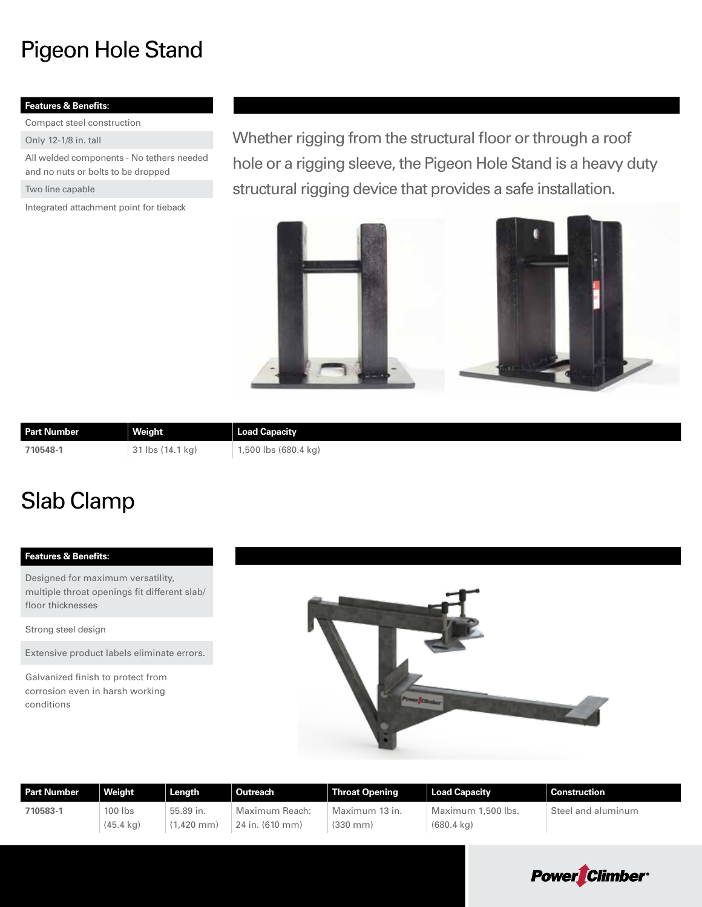# Pigeon Hole Stand

| Features & Benefits: |
|---|
| Compact steel construction |
| Only 12-1/8 in. tall |
| All welded components - No tethers needed and no nuts or bolts to be dropped |
| Two line capable |
| Integrated attachment point for tieback |

Whether rigging from the structural floor or through a roof hole or a rigging sleeve, the Pigeon Hole Stand is a heavy duty structural rigging device that provides a safe installation.

| Part Number | Weight | Load Capacity |
|---|---|---|
| **710548-1** | 31 lbs (14.1 kg) | 1,500 lbs (680.4 kg) |

# Slab Clamp

| Features & Benefits: |
|---|
| Designed for maximum versatility, multiple throat openings fit different slab/ floor thicknesses |
| Strong steel design |
| Extensive product labels eliminate errors. |
| Galvanized finish to protect from corrosion even in harsh working conditions |

| Part Number | Weight | Length | Outreach | Throat Opening | Load Capacity | Construction |
|---|---|---|---|---|---|---|
| **710583-1** | 100 lbs (45.4 kg) | 55.89 in. (1,420 mm) | Maximum Reach: 24 in. (610 mm) | Maximum 13 in. (330 mm) | Maximum 1,500 lbs. (680.4 kg) | Steel and aluminum |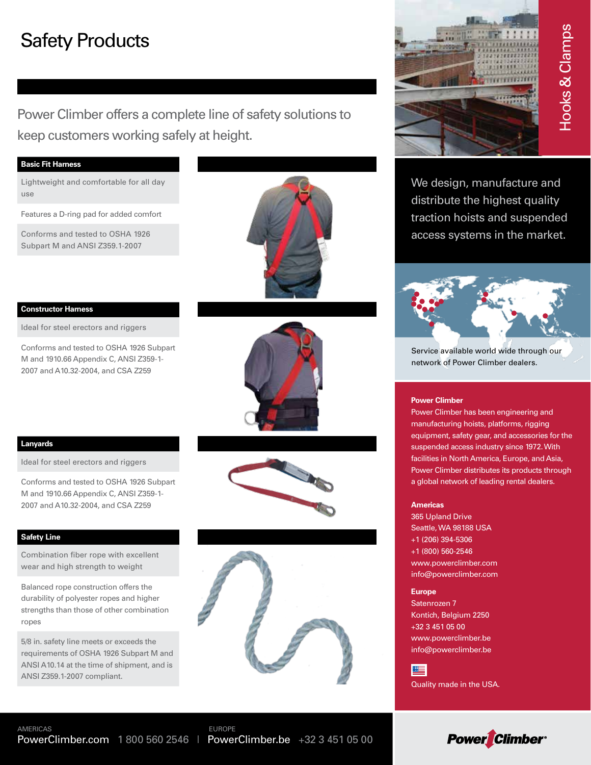# Safety Products

Power Climber offers a complete line of safety solutions to keep customers working safely at height.

**Basic Fit Harness**

- Lightweight and comfortable for all day use
- Features a D-ring pad for added comfort
- Conforms and tested to OSHA 1926 Subpart M and ANSI Z359.1-2007

**Constructor Harness**

- Ideal for steel erectors and riggers
- Conforms and tested to OSHA 1926 Subpart M and 1910.66 Appendix C, ANSI Z359-1-2007 and A10.32-2004, and CSA Z259

**Lanyards**

- Ideal for steel erectors and riggers
- Conforms and tested to OSHA 1926 Subpart M and 1910.66 Appendix C, ANSI Z359-1-2007 and A10.32-2004, and CSA Z259

**Safety Line**

- Combination fiber rope with excellent wear and high strength to weight
- Balanced rope construction offers the durability of polyester ropes and higher strengths than those of other combination ropes
- 5/8 in. safety line meets or exceeds the requirements of OSHA 1926 Subpart M and ANSI A10.14 at the time of shipment, and is ANSI Z359.1-2007 compliant.

Hooks & Clamps

We design, manufacture and distribute the highest quality traction hoists and suspended access systems in the market.

Service available world wide through our network of Power Climber dealers.

**Power Climber**

Power Climber has been engineering and manufacturing hoists, platforms, rigging equipment, safety gear, and accessories for the suspended access industry since 1972. With facilities in North America, Europe, and Asia, Power Climber distributes its products through a global network of leading rental dealers.

**Americas**

365 Upland Drive
Seattle, WA 98188 USA
+1 (206) 394-5306
+1 (800) 560-2546
www.powerclimber.com
info@powerclimber.com

**Europe**

Satenrozen 7
Kontich, Belgium 2250
+32 3 451 05 00
www.powerclimber.be
info@powerclimber.be

Quality made in the USA.

AMERICAS
PowerClimber.com 1 800 560 2546 | EUROPE
PowerClimber.be +32 3 451 05 00

Power Climber®